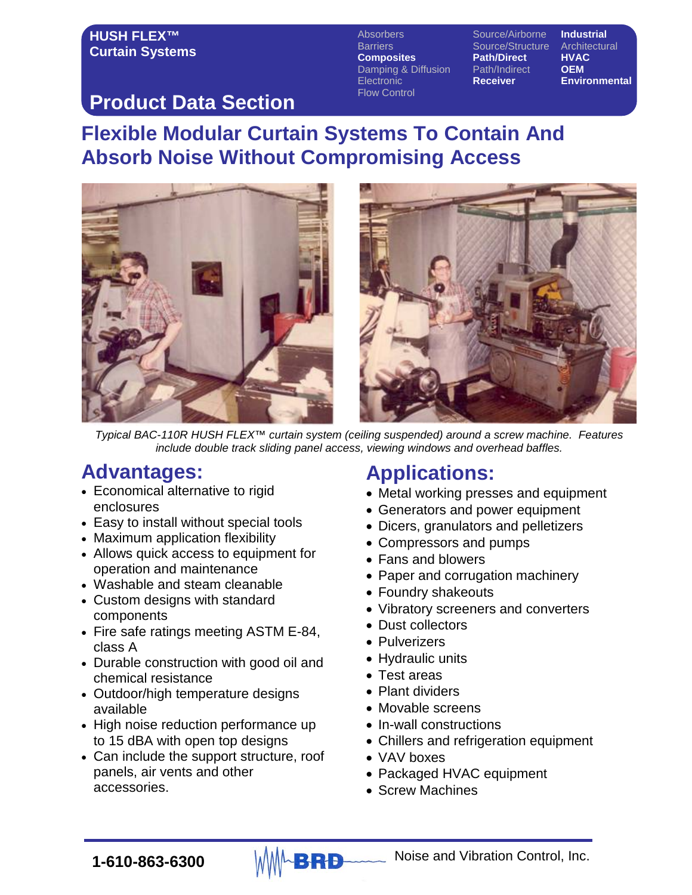**HUSH FLEX™**
**Curtain Systems**

## Product Data Section

Absorbers
Barriers
**Composites**
Damping & Diffusion
Electronic
Flow Control

Source/Airborne
Source/Structure
**Path/Direct**
Path/Indirect
**Receiver**

**Industrial**
Architectural
**HVAC**
**OEM**
**Environmental**

# Flexible Modular Curtain Systems To Contain And Absorb Noise Without Compromising Access

*Typical BAC-110R HUSH FLEX™ curtain system (ceiling suspended) around a screw machine. Features include double track sliding panel access, viewing windows and overhead baffles.*

## Advantages:

- Economical alternative to rigid enclosures
- Easy to install without special tools
- Maximum application flexibility
- Allows quick access to equipment for operation and maintenance
- Washable and steam cleanable
- Custom designs with standard components
- Fire safe ratings meeting ASTM E-84, class A
- Durable construction with good oil and chemical resistance
- Outdoor/high temperature designs available
- High noise reduction performance up to 15 dBA with open top designs
- Can include the support structure, roof panels, air vents and other accessories.

## Applications:

- Metal working presses and equipment
- Generators and power equipment
- Dicers, granulators and pelletizers
- Compressors and pumps
- Fans and blowers
- Paper and corrugation machinery
- Foundry shakeouts
- Vibratory screeners and converters
- Dust collectors
- Pulverizers
- Hydraulic units
- Test areas
- Plant dividers
- Movable screens
- In-wall constructions
- Chillers and refrigeration equipment
- VAV boxes
- Packaged HVAC equipment
- Screw Machines

**1-610-863-6300** BRD Noise and Vibration Control, Inc.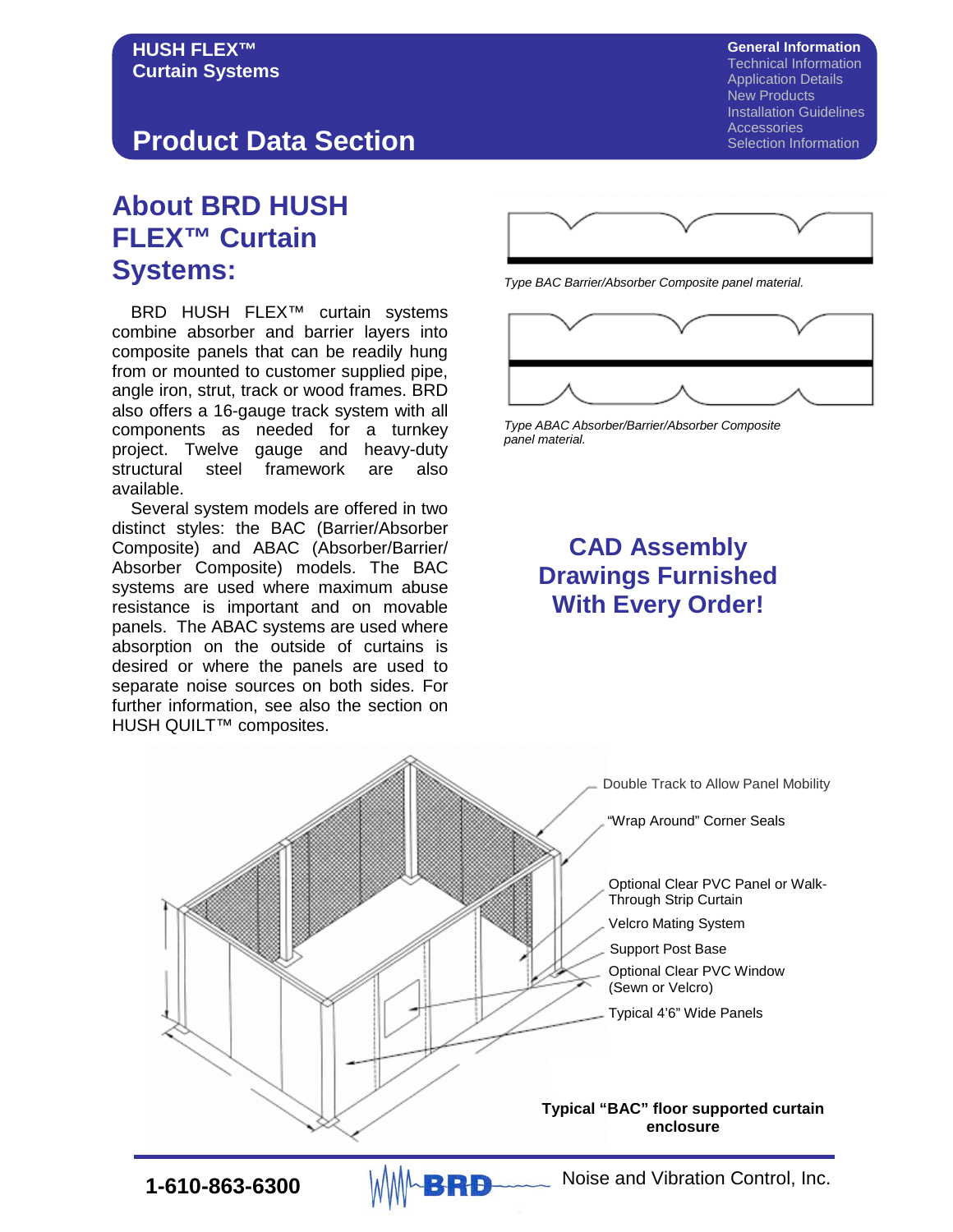# Product Data Section

## About BRD HUSH FLEX™ Curtain Systems:

BRD HUSH FLEX™ curtain systems combine absorber and barrier layers into composite panels that can be readily hung from or mounted to customer supplied pipe, angle iron, strut, track or wood frames. BRD also offers a 16-gauge track system with all components as needed for a turnkey project. Twelve gauge and heavy-duty structural steel framework are also available.

Several system models are offered in two distinct styles: the BAC (Barrier/Absorber Composite) and ABAC (Absorber/Barrier/ Absorber Composite) models. The BAC systems are used where maximum abuse resistance is important and on movable panels. The ABAC systems are used where absorption on the outside of curtains is desired or where the panels are used to separate noise sources on both sides. For further information, see also the section on HUSH QUILT™ composites.

*Type BAC Barrier/Absorber Composite panel material.*

*Type ABAC Absorber/Barrier/Absorber Composite panel material.*

## CAD Assembly Drawings Furnished With Every Order!

- Double Track to Allow Panel Mobility
- "Wrap Around" Corner Seals
- Optional Clear PVC Panel or Walk-Through Strip Curtain
- Velcro Mating System
- Support Post Base
- Optional Clear PVC Window (Sewn or Velcro)
- Typical 4'6" Wide Panels

**Typical "BAC" floor supported curtain enclosure**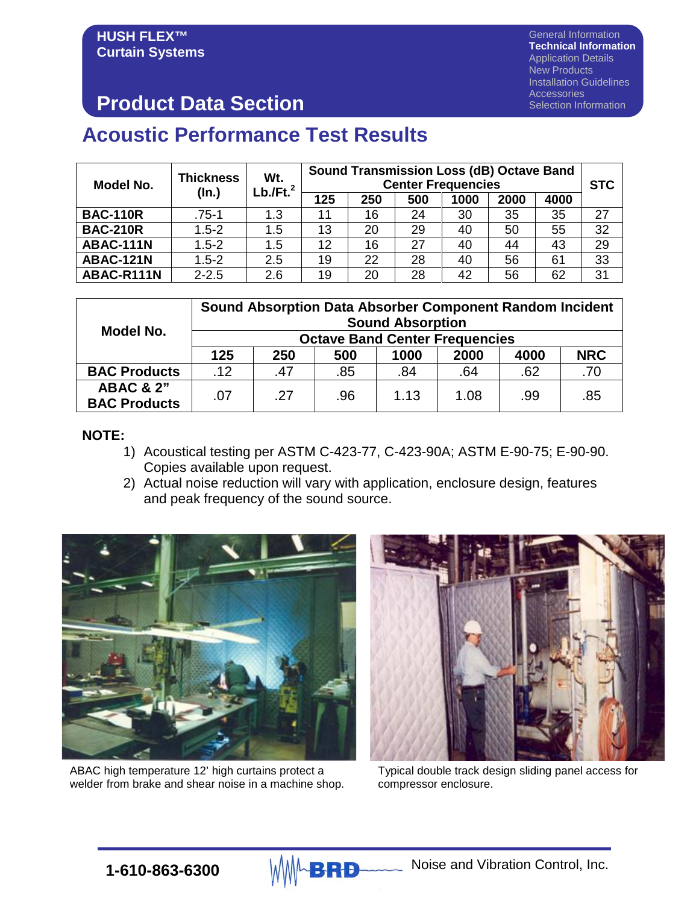HUSH FLEX™ Curtain Systems

# Product Data Section

## Acoustic Performance Test Results

| Model No. | Thickness (In.) | Wt. Lb./Ft.$^2$ | Sound Transmission Loss (dB) Octave Band Center Frequencies | | | | | | STC |
|---|---|---|---|---|---|---|---|---|---|
| | | | 125 | 250 | 500 | 1000 | 2000 | 4000 | |
| **BAC-110R** | .75-1 | 1.3 | 11 | 16 | 24 | 30 | 35 | 35 | 27 |
| **BAC-210R** | 1.5-2 | 1.5 | 13 | 20 | 29 | 40 | 50 | 55 | 32 |
| **ABAC-111N** | 1.5-2 | 1.5 | 12 | 16 | 27 | 40 | 44 | 43 | 29 |
| **ABAC-121N** | 1.5-2 | 2.5 | 19 | 22 | 28 | 40 | 56 | 61 | 33 |
| **ABAC-R111N** | 2-2.5 | 2.6 | 19 | 20 | 28 | 42 | 56 | 62 | 31 |

| Model No. | Sound Absorption Data Absorber Component Random Incident Sound Absorption | | | | | | |
|---|---|---|---|---|---|---|---|
| | Octave Band Center Frequencies | | | | | | |
| | 125 | 250 | 500 | 1000 | 2000 | 4000 | NRC |
| **BAC Products** | .12 | .47 | .85 | .84 | .64 | .62 | .70 |
| **ABAC & 2" BAC Products** | .07 | .27 | .96 | 1.13 | 1.08 | .99 | .85 |

**NOTE:**

1) Acoustical testing per ASTM C-423-77, C-423-90A; ASTM E-90-75; E-90-90. Copies available upon request.
2) Actual noise reduction will vary with application, enclosure design, features and peak frequency of the sound source.

ABAC high temperature 12' high curtains protect a welder from brake and shear noise in a machine shop.

Typical double track design sliding panel access for compressor enclosure.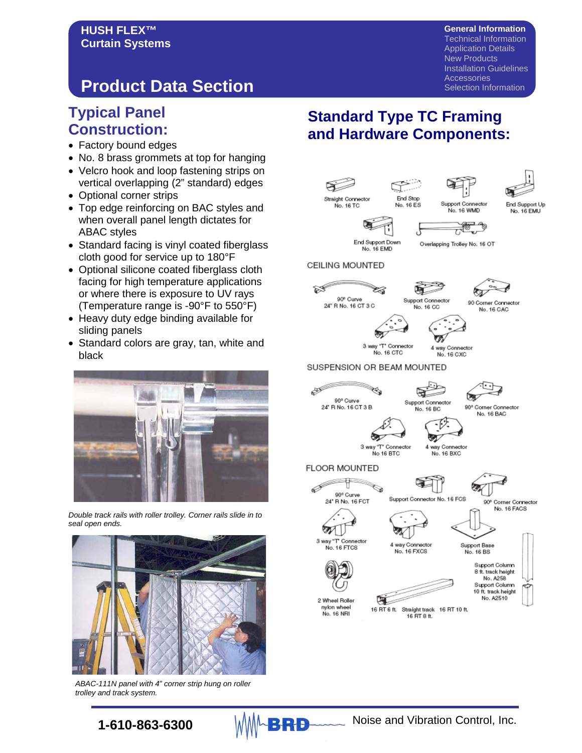# HUSH FLEX™ Curtain Systems

## Product Data Section

**General Information**
Technical Information
Application Details
New Products
Installation Guidelines
Accessories
Selection Information

## Typical Panel Construction:

- Factory bound edges
- No. 8 brass grommets at top for hanging
- Velcro hook and loop fastening strips on vertical overlapping (2" standard) edges
- Optional corner strips
- Top edge reinforcing on BAC styles and when overall panel length dictates for ABAC styles
- Standard facing is vinyl coated fiberglass cloth good for service up to 180°F
- Optional silicone coated fiberglass cloth facing for high temperature applications or where there is exposure to UV rays (Temperature range is -90°F to 550°F)
- Heavy duty edge binding available for sliding panels
- Standard colors are gray, tan, white and black

*Double track rails with roller trolley. Corner rails slide in to seal open ends.*

*ABAC-111N panel with 4" corner strip hung on roller trolley and track system.*

## Standard Type TC Framing and Hardware Components:

Straight Connector No. 16 TC
End Stop No. 16 ES
Support Connector No. 16 WMD
End Support Up No. 16 EMU
End Support Down No. 16 EMD
Overlapping Trolley No. 16 OT

### CEILING MOUNTED

90° Curve 24" R No. 16 CT 3 C
Support Connector No. 16 CC
90 Corner Connector No. 16 CAC
3 way "T" Connector No. 16 CTC
4 way Connector No. 16 CXC

### SUSPENSION OR BEAM MOUNTED

90° Curve 24" R No. 16 CT 3 B
Support Connector No. 16 BC
90° Corner Connector No. 16 BAC
3 way "T" Connector No 16 BTC
4 way Connector No. 16 BXC

### FLOOR MOUNTED

90° Curve 24" R No. 16 FCT
Support Connector No. 16 FCS
90° Corner Connector No. 16 FACS
3 way "T" Connector No. 16 FTCS
4 way Connector No. 16 FXCS
Support Base No. 16 BS
Support Column 8 ft. track height No. A258
Support Column 10 ft. track height No. A2510
2 Wheel Roller nylon wheel No. 16 NRI
Straight track 16 RT 6 ft. 16 RT 8 ft. 16 RT 10 ft.

**1-610-863-6300** BRD Noise and Vibration Control, Inc.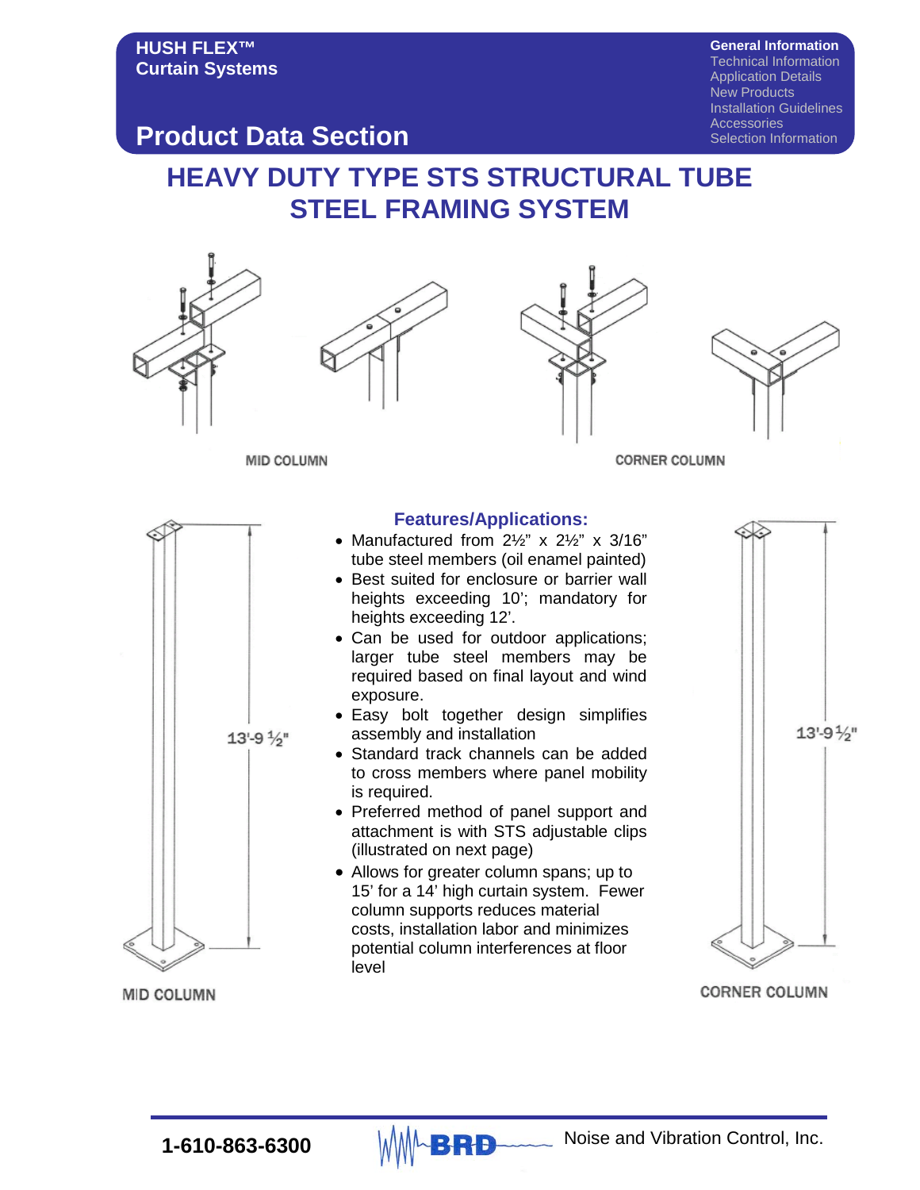# HEAVY DUTY TYPE STS STRUCTURAL TUBE STEEL FRAMING SYSTEM

MID COLUMN

CORNER COLUMN

## Features/Applications:

- Manufactured from 2½" x 2½" x 3/16" tube steel members (oil enamel painted)
- Best suited for enclosure or barrier wall heights exceeding 10'; mandatory for heights exceeding 12'.
- Can be used for outdoor applications; larger tube steel members may be required based on final layout and wind exposure.
- Easy bolt together design simplifies assembly and installation
- Standard track channels can be added to cross members where panel mobility is required.
- Preferred method of panel support and attachment is with STS adjustable clips (illustrated on next page)
- Allows for greater column spans; up to 15' for a 14' high curtain system. Fewer column supports reduces material costs, installation labor and minimizes potential column interferences at floor level

13'-9 ½"

MID COLUMN

13'-9½"

CORNER COLUMN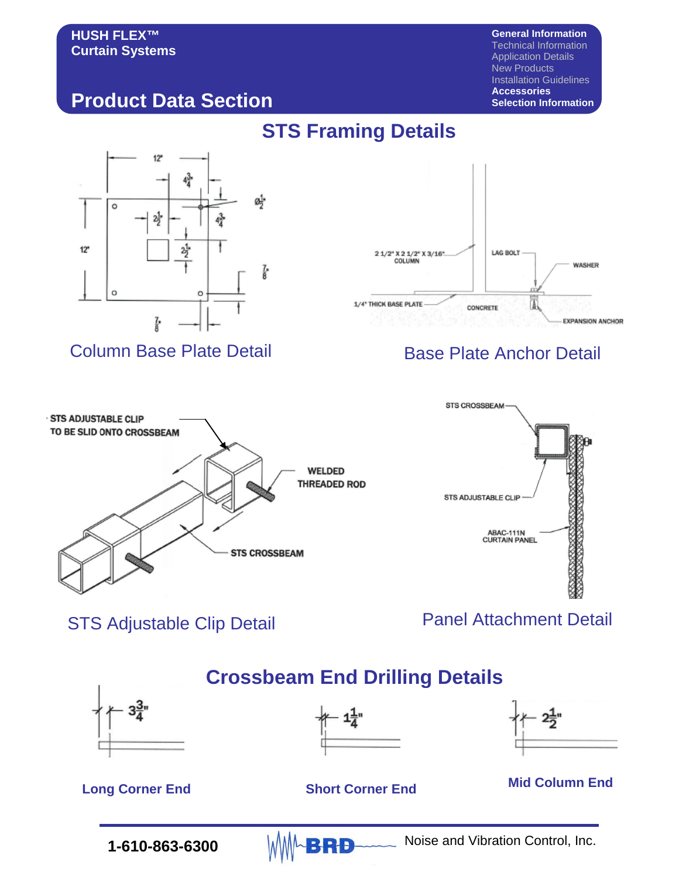HUSH FLEX™
Curtain Systems

## Product Data Section

General Information
Technical Information
Application Details
New Products
Installation Guidelines
Accessories
Selection Information

# STS Framing Details

12"

$4\frac{3}{4}$"

$\varnothing\frac{1}{2}$"

$2\frac{1}{2}$"

$4\frac{3}{4}$"

12"

$2\frac{1}{2}$"

$\frac{7}{8}$"

$\frac{7}{8}$"

Column Base Plate Detail

2 1/2" X 2 1/2" X 3/16" COLUMN

LAG BOLT

WASHER

1/4" THICK BASE PLATE

CONCRETE

EXPANSION ANCHOR

Base Plate Anchor Detail

STS ADJUSTABLE CLIP TO BE SLID ONTO CROSSBEAM

WELDED THREADED ROD

STS CROSSBEAM

STS Adjustable Clip Detail

STS CROSSBEAM

STS ADJUSTABLE CLIP

ABAC-111N CURTAIN PANEL

Panel Attachment Detail

# Crossbeam End Drilling Details

$3\frac{3}{4}$"

**Long Corner End**

$1\frac{1}{4}$"

**Short Corner End**

$2\frac{1}{2}$"

**Mid Column End**

**1-610-863-6300** BRD Noise and Vibration Control, Inc.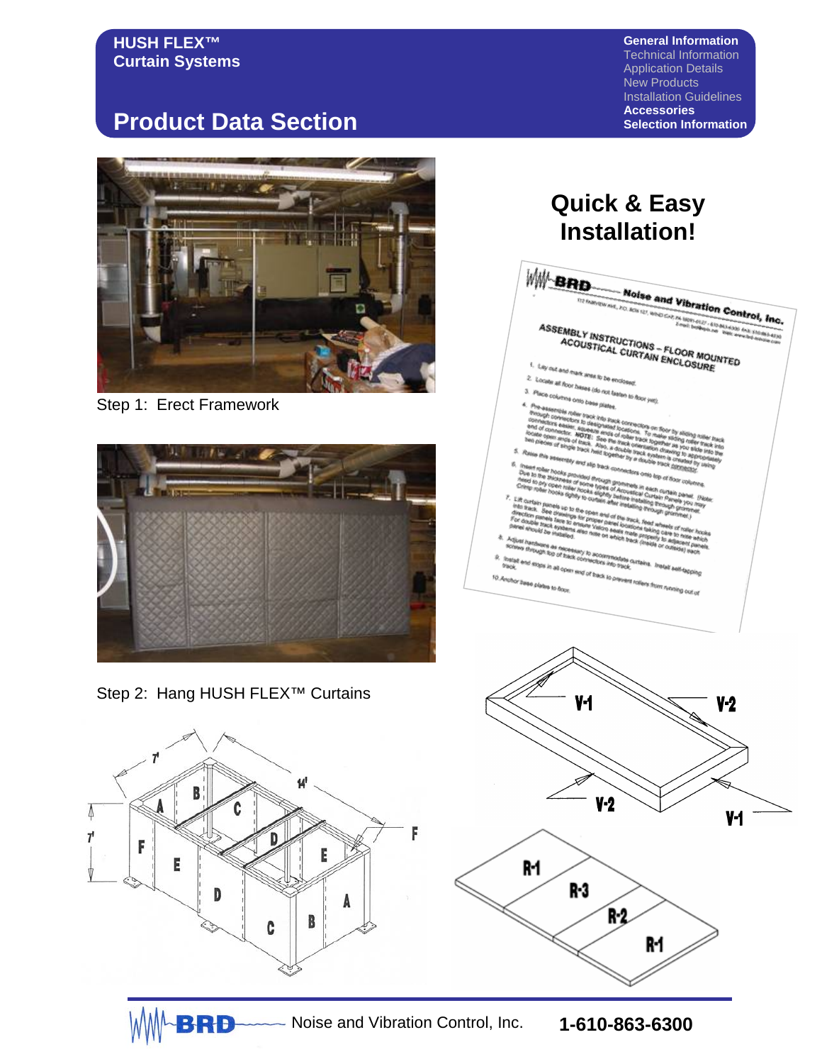**HUSH FLEX™**
**Curtain Systems**

# Product Data Section

**General Information**
Technical Information
Application Details
New Products
Installation Guidelines
**Accessories**
**Selection Information**

## Quick & Easy Installation!

Step 1: Erect Framework

Step 2: Hang HUSH FLEX™ Curtains

BRD Noise and Vibration Control, Inc. **1-610-863-6300**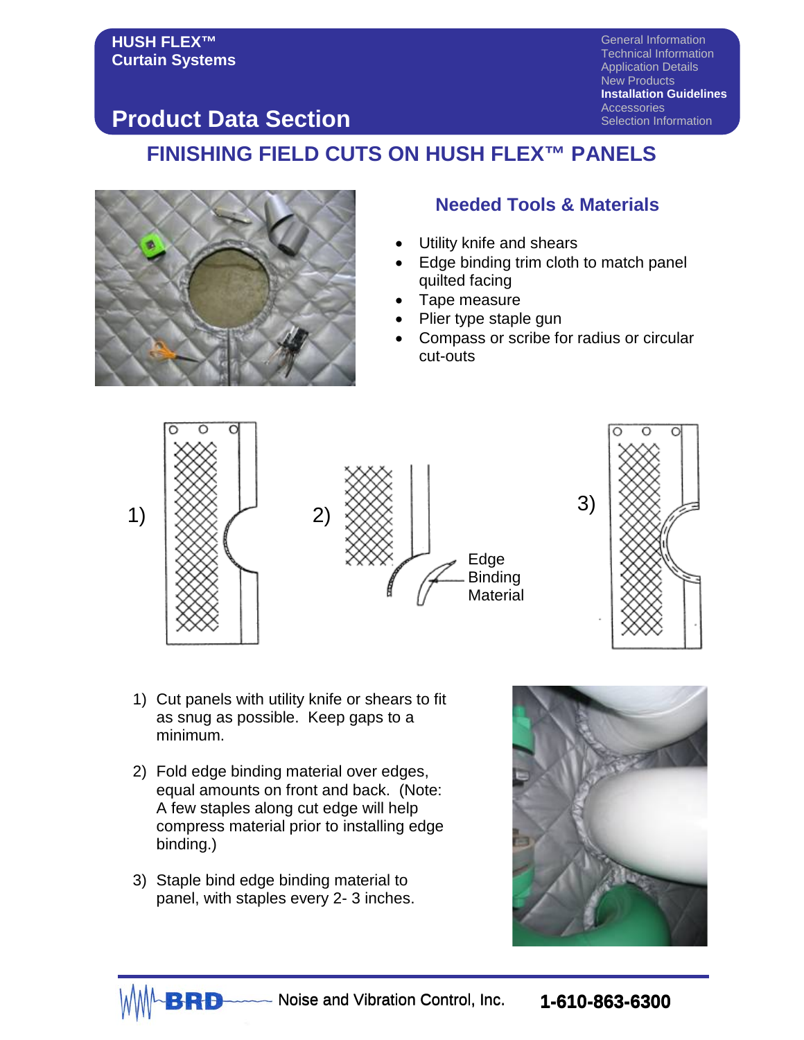# FINISHING FIELD CUTS ON HUSH FLEX™ PANELS

## Needed Tools & Materials

- Utility knife and shears
- Edge binding trim cloth to match panel quilted facing
- Tape measure
- Plier type staple gun
- Compass or scribe for radius or circular cut-outs

1) 2) Edge Binding Material 3)

1) Cut panels with utility knife or shears to fit as snug as possible. Keep gaps to a minimum.
2) Fold edge binding material over edges, equal amounts on front and back. (Note: A few staples along cut edge will help compress material prior to installing edge binding.)
3) Staple bind edge binding material to panel, with staples every 2- 3 inches.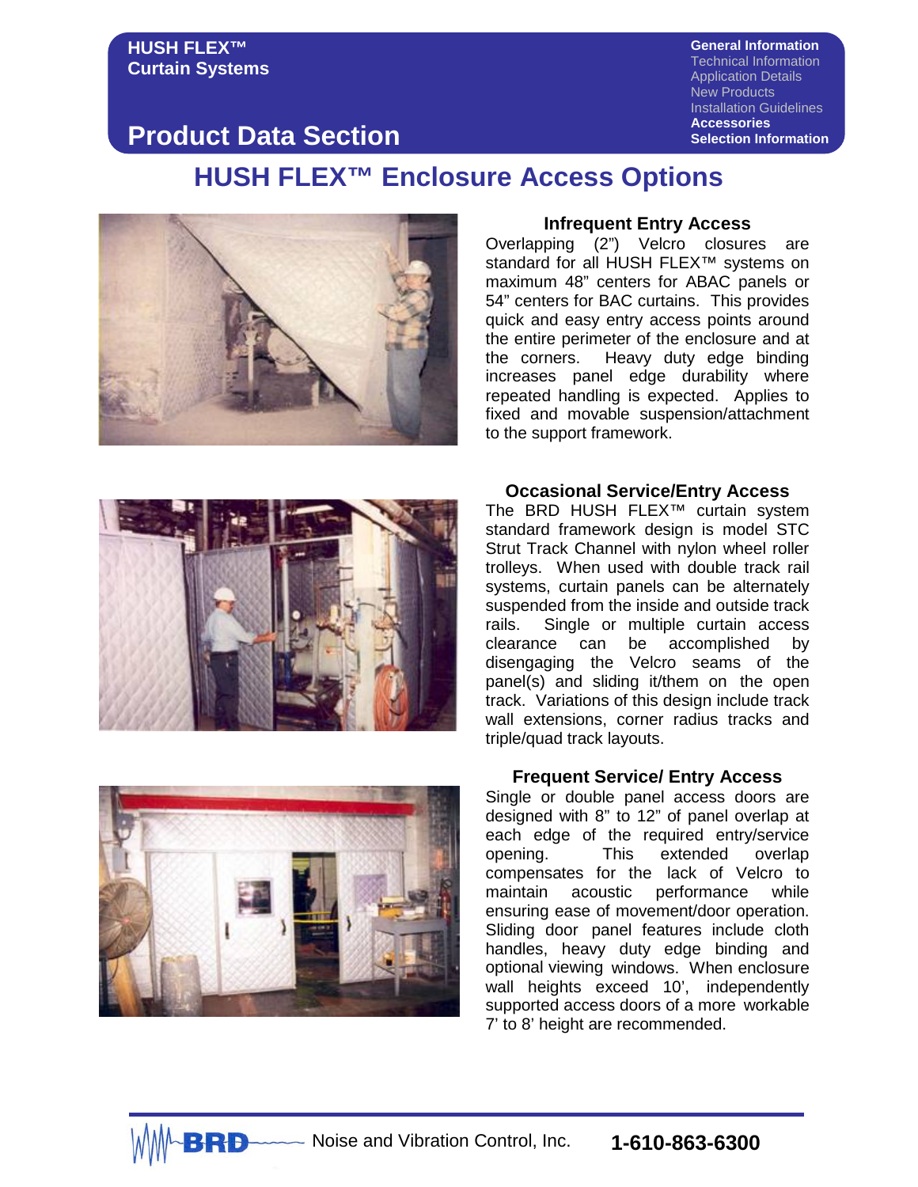HUSH FLEX™
Curtain Systems

# Product Data Section

General Information
Technical Information
Application Details
New Products
Installation Guidelines
Accessories
Selection Information

## HUSH FLEX™ Enclosure Access Options

### Infrequent Entry Access

Overlapping (2") Velcro closures are standard for all HUSH FLEX™ systems on maximum 48" centers for ABAC panels or 54" centers for BAC curtains. This provides quick and easy entry access points around the entire perimeter of the enclosure and at the corners. Heavy duty edge binding increases panel edge durability where repeated handling is expected. Applies to fixed and movable suspension/attachment to the support framework.

### Occasional Service/Entry Access

The BRD HUSH FLEX™ curtain system standard framework design is model STC Strut Track Channel with nylon wheel roller trolleys. When used with double track rail systems, curtain panels can be alternately suspended from the inside and outside track rails. Single or multiple curtain access clearance can be accomplished by disengaging the Velcro seams of the panel(s) and sliding it/them on the open track. Variations of this design include track wall extensions, corner radius tracks and triple/quad track layouts.

### Frequent Service/ Entry Access

Single or double panel access doors are designed with 8" to 12" of panel overlap at each edge of the required entry/service opening. This extended overlap compensates for the lack of Velcro to maintain acoustic performance while ensuring ease of movement/door operation. Sliding door panel features include cloth handles, heavy duty edge binding and optional viewing windows. When enclosure wall heights exceed 10', independently supported access doors of a more workable 7' to 8' height are recommended.

BRD Noise and Vibration Control, Inc. 1-610-863-6300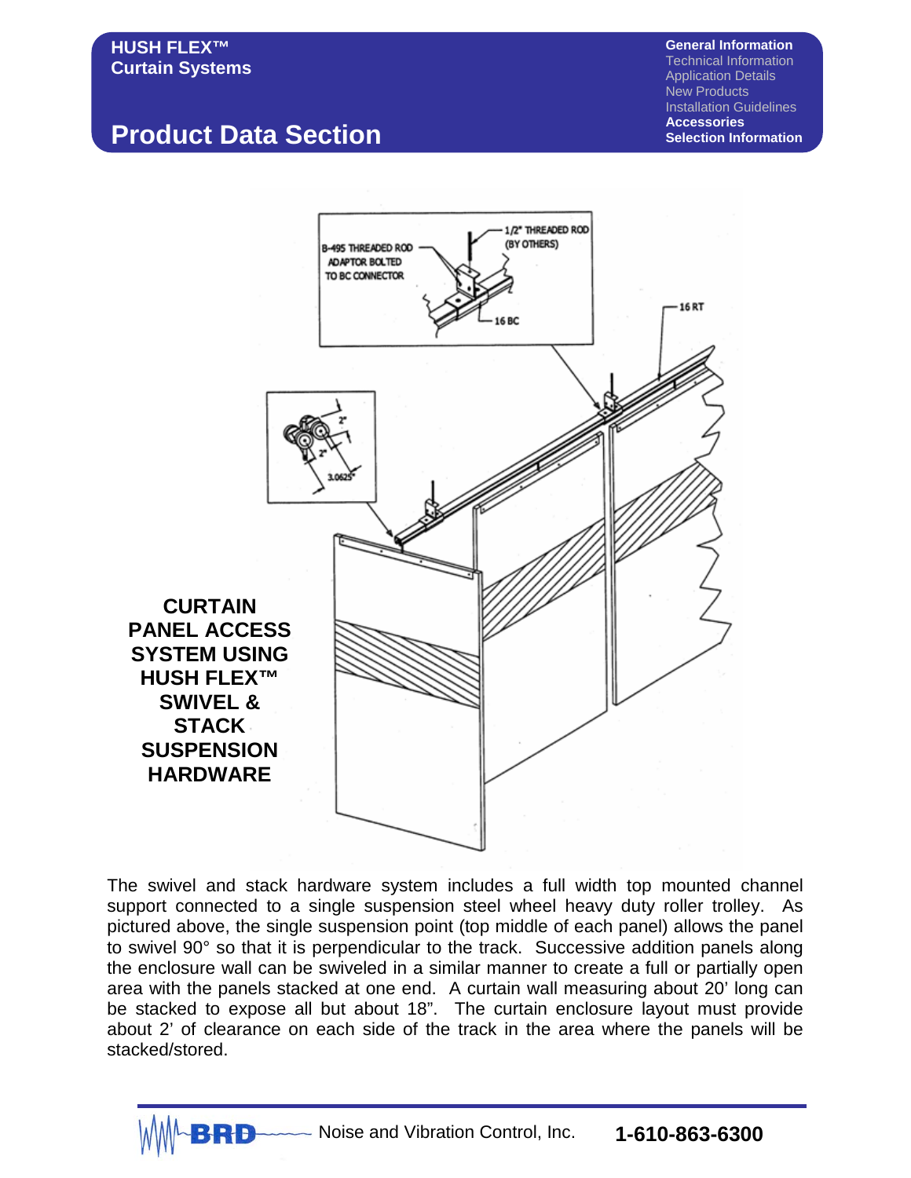# HUSH FLEX™ Curtain Systems

## Product Data Section

**General Information**
Technical Information
Application Details
New Products
Installation Guidelines
**Accessories**
**Selection Information**

B-495 THREADED ROD ADAPTOR BOLTED TO BC CONNECTOR

1/2" THREADED ROD (BY OTHERS)

16 BC

16 RT

2"

2"

3.0625"

**CURTAIN PANEL ACCESS SYSTEM USING HUSH FLEX™ SWIVEL & STACK SUSPENSION HARDWARE**

The swivel and stack hardware system includes a full width top mounted channel support connected to a single suspension steel wheel heavy duty roller trolley. As pictured above, the single suspension point (top middle of each panel) allows the panel to swivel 90° so that it is perpendicular to the track. Successive addition panels along the enclosure wall can be swiveled in a similar manner to create a full or partially open area with the panels stacked at one end. A curtain wall measuring about 20' long can be stacked to expose all but about 18". The curtain enclosure layout must provide about 2' of clearance on each side of the track in the area where the panels will be stacked/stored.

BRD Noise and Vibration Control, Inc. **1-610-863-6300**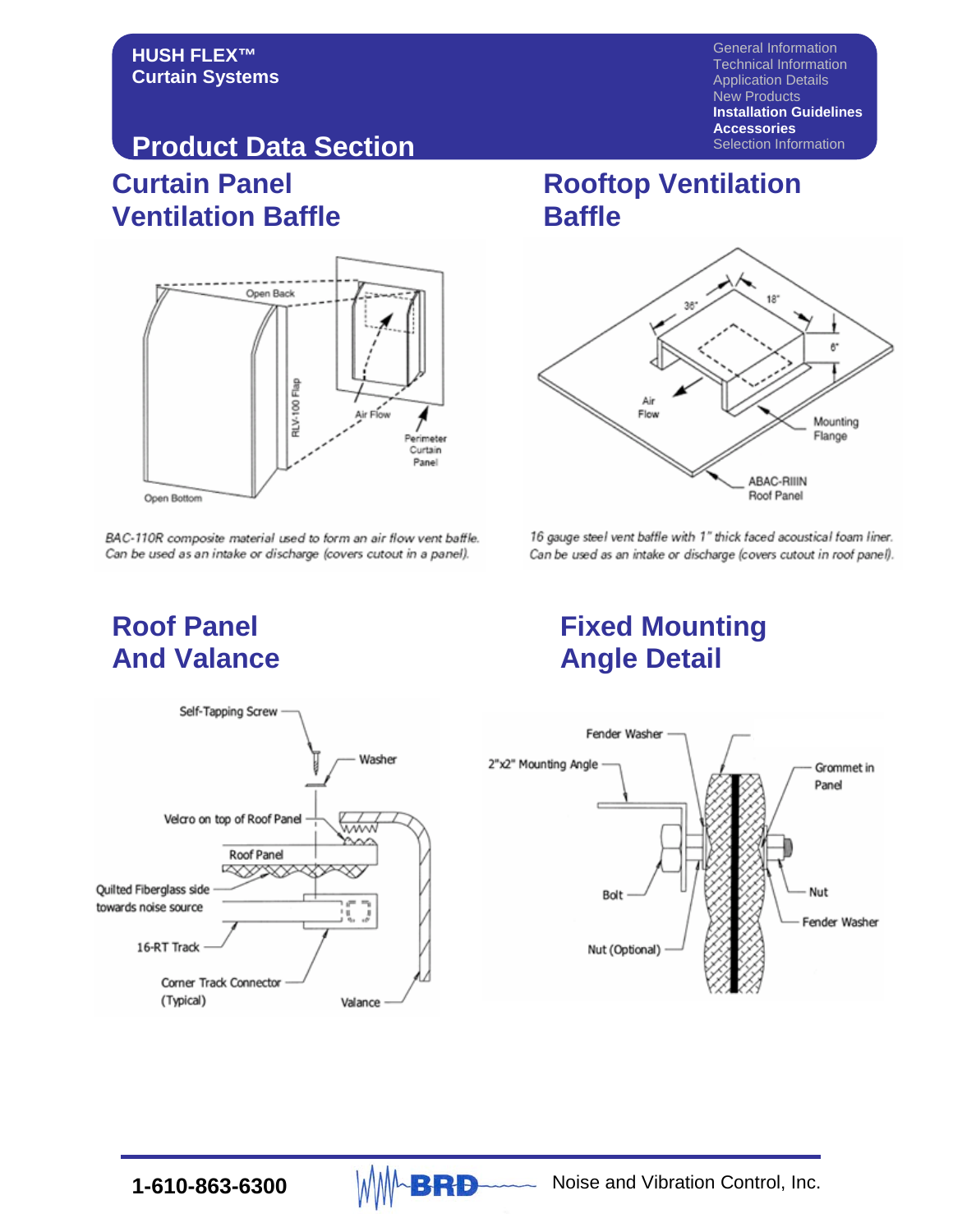## Curtain Panel Ventilation Baffle

*BAC-110R composite material used to form an air flow vent baffle. Can be used as an intake or discharge (covers cutout in a panel).*

## Rooftop Ventilation Baffle

*16 gauge steel vent baffle with 1" thick faced acoustical foam liner. Can be used as an intake or discharge (covers cutout in roof panel).*

## Roof Panel And Valance

## Fixed Mounting Angle Detail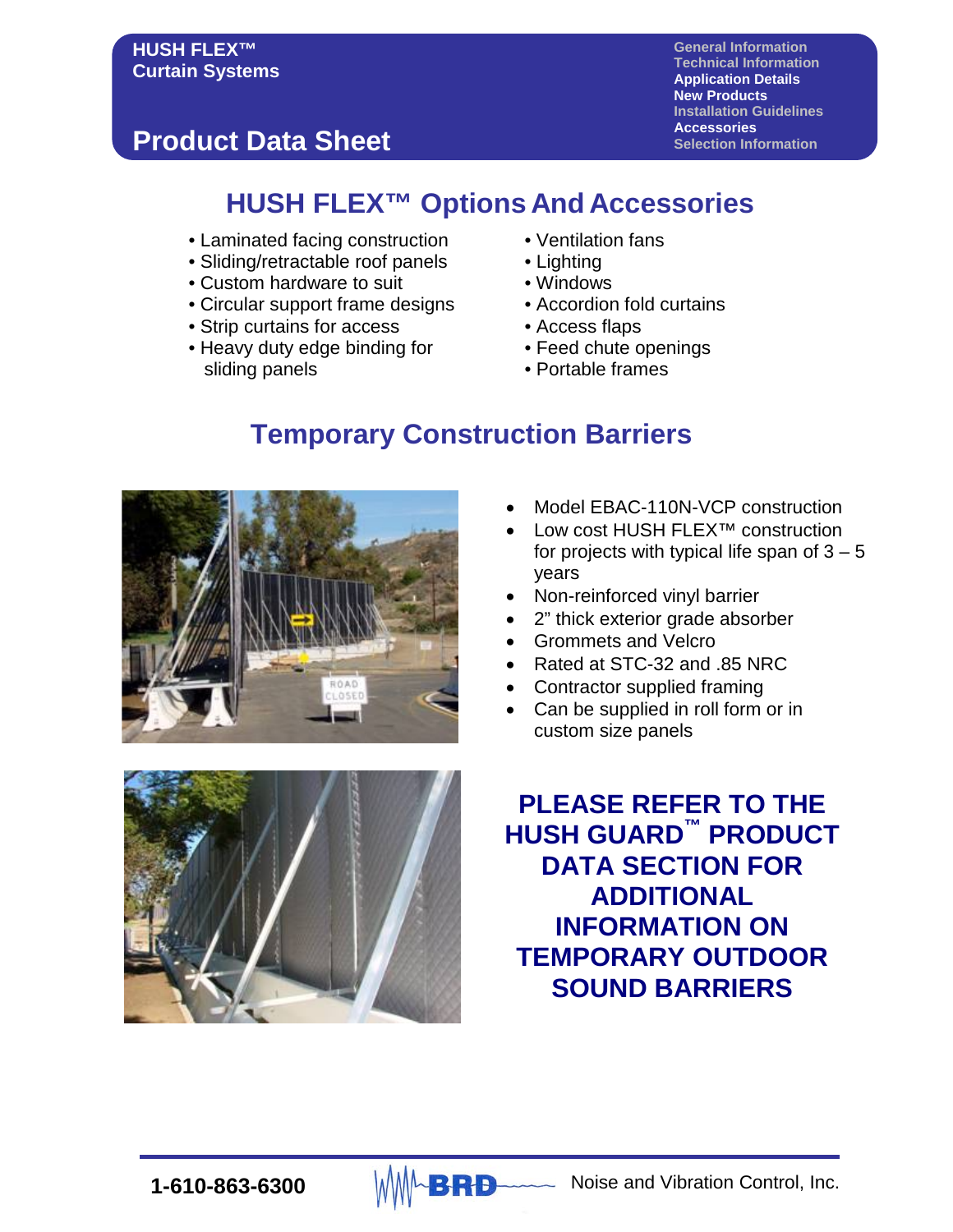## HUSH FLEX™ Options And Accessories

- Laminated facing construction
- Sliding/retractable roof panels
- Custom hardware to suit
- Circular support frame designs
- Strip curtains for access
- Heavy duty edge binding for sliding panels
- Ventilation fans
- Lighting
- Windows
- Accordion fold curtains
- Access flaps
- Feed chute openings
- Portable frames

## Temporary Construction Barriers

- Model EBAC-110N-VCP construction
- Low cost HUSH FLEX™ construction for projects with typical life span of 3 – 5 years
- Non-reinforced vinyl barrier
- 2" thick exterior grade absorber
- Grommets and Velcro
- Rated at STC-32 and .85 NRC
- Contractor supplied framing
- Can be supplied in roll form or in custom size panels

**PLEASE REFER TO THE HUSH GUARD™ PRODUCT DATA SECTION FOR ADDITIONAL INFORMATION ON TEMPORARY OUTDOOR SOUND BARRIERS**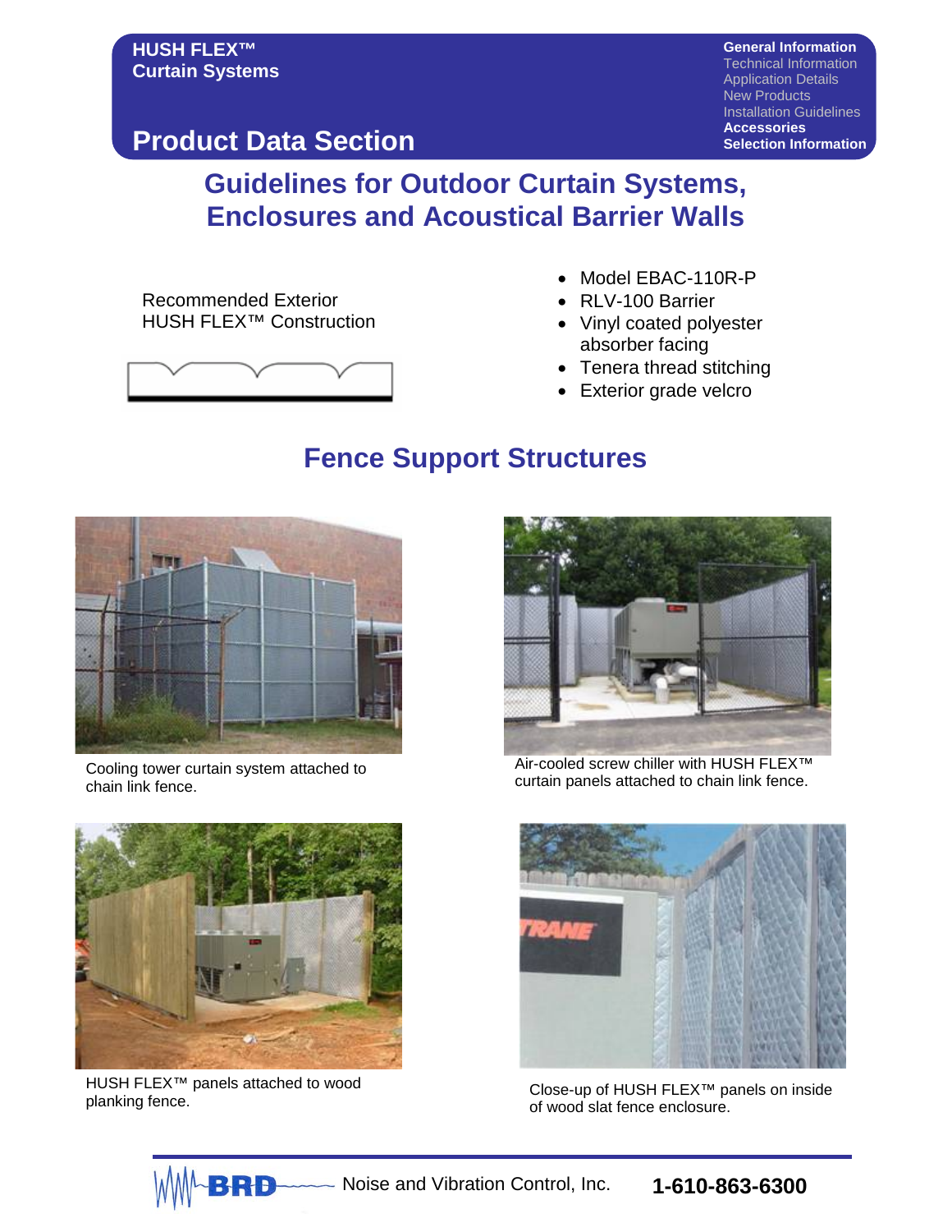# Guidelines for Outdoor Curtain Systems, Enclosures and Acoustical Barrier Walls

Recommended Exterior HUSH FLEX™ Construction

- Model EBAC-110R-P
- RLV-100 Barrier
- Vinyl coated polyester absorber facing
- Tenera thread stitching
- Exterior grade velcro

## Fence Support Structures

Cooling tower curtain system attached to chain link fence.

Air-cooled screw chiller with HUSH FLEX™ curtain panels attached to chain link fence.

HUSH FLEX™ panels attached to wood planking fence.

Close-up of HUSH FLEX™ panels on inside of wood slat fence enclosure.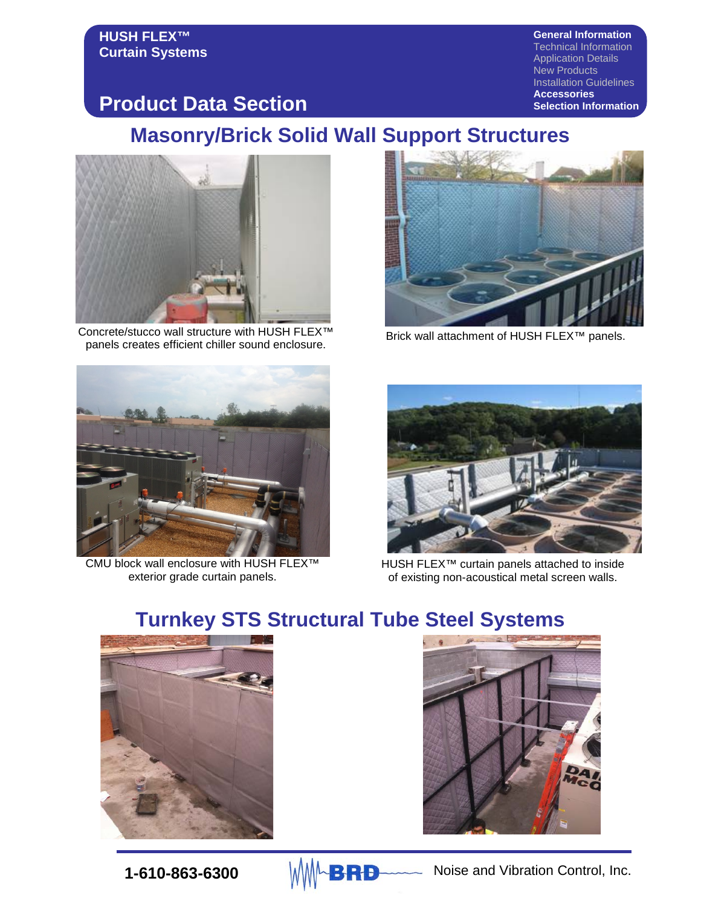# Masonry/Brick Solid Wall Support Structures

Concrete/stucco wall structure with HUSH FLEX™ panels creates efficient chiller sound enclosure.

Brick wall attachment of HUSH FLEX™ panels.

CMU block wall enclosure with HUSH FLEX™ exterior grade curtain panels.

HUSH FLEX™ curtain panels attached to inside of existing non-acoustical metal screen walls.

# Turnkey STS Structural Tube Steel Systems